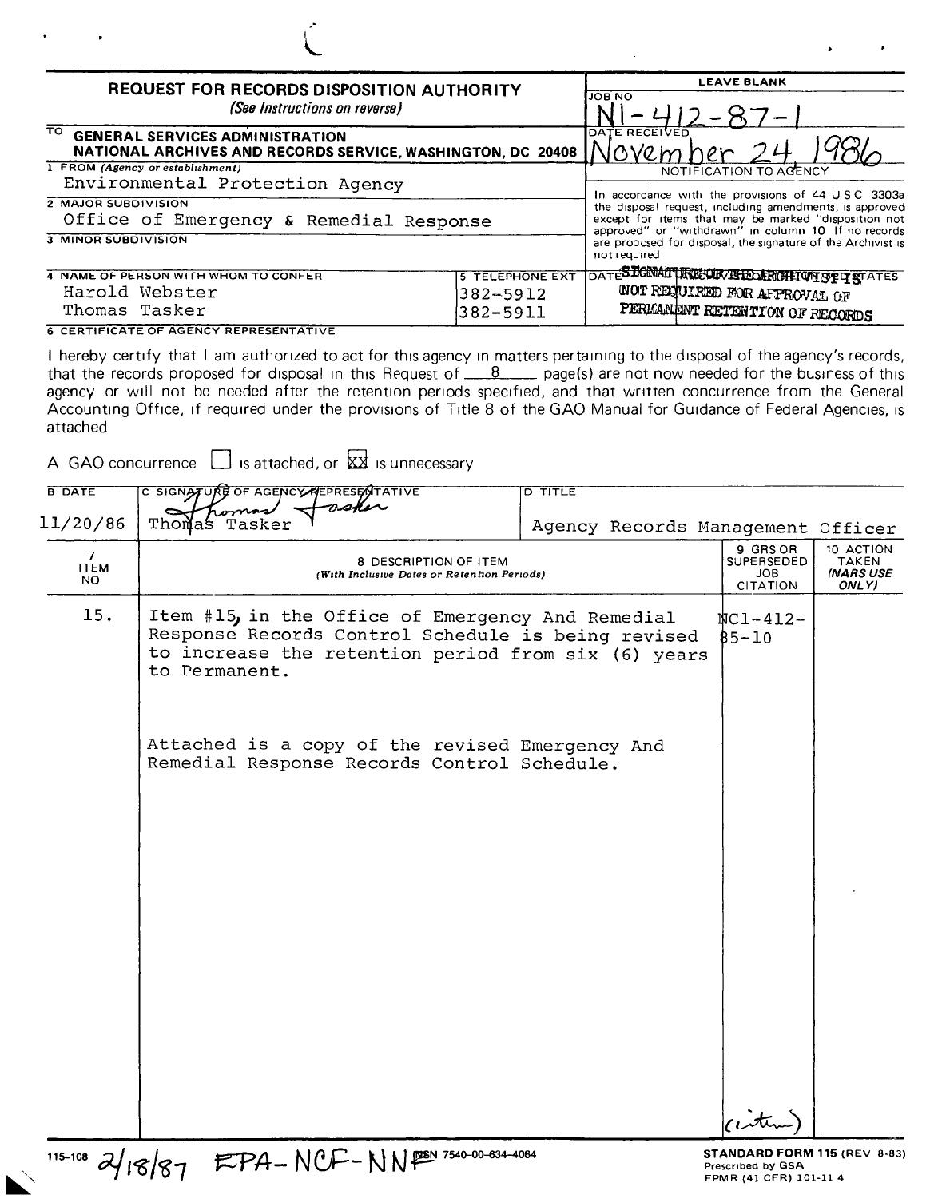## REQUEST FOR RECORDS DISPOSITION AUTHORITY

*(See Instructions on reverse)*

| | LEAVE BLANK |
|---|---|
| TO GENERAL SERVICES ADMINISTRATION NATIONAL ARCHIVES AND RECORDS SERVICE, WASHINGTON, DC 20408 | JOB NO N1-412-87-1 |
| 1 FROM (Agency or establishment) Environmental Protection Agency | DATE RECEIVED November 24, 1986 |
| 2 MAJOR SUBDIVISION Office of Emergency & Remedial Response | NOTIFICATION TO AGENCY In accordance with the provisions of 44 USC 3303a the disposal request, including amendments, is approved except for items that may be marked "disposition not approved" or "withdrawn" in column 10 If no records are proposed for disposal, the signature of the Archivist is not required |
| 3 MINOR SUBDIVISION | |
| 4 NAME OF PERSON WITH WHOM TO CONFER Harold Webster / Thomas Tasker — 5 TELEPHONE EXT 382-5912 / 382-5911 | DATE SIGNATURE OF THE ARCHIVIST IS NOT REQUIRED FOR APPROVAL OF PERMANENT RETENTION OF RECORDS |

6 CERTIFICATE OF AGENCY REPRESENTATIVE

I hereby certify that I am authorized to act for this agency in matters pertaining to the disposal of the agency's records, that the records proposed for disposal in this Request of 8 page(s) are not now needed for the business of this agency or will not be needed after the retention periods specified, and that written concurrence from the General Accounting Office, if required under the provisions of Title 8 of the GAO Manual for Guidance of Federal Agencies, is attached

A GAO concurrence ☐ is attached, or ☒ is unnecessary

| B DATE | C SIGNATURE OF AGENCY REPRESENTATIVE | D TITLE |
|---|---|---|
| 11/20/86 | Thomas Tasker | Agency Records Management Officer |

| 7 ITEM NO | 8 DESCRIPTION OF ITEM (With Inclusive Dates or Retention Periods) | 9 GRS OR SUPERSEDED JOB CITATION | 10 ACTION TAKEN (NARS USE ONLY) |
|---|---|---|---|
| 15. | Item #15, in the Office of Emergency And Remedial Response Records Control Schedule is being revised to increase the retention period from six (6) years to Permanent.<br><br>Attached is a copy of the revised Emergency And Remedial Response Records Control Schedule. | NC1-412-85-10 | |

2/18/87 EPA-NCF-NNF

115-108 NSN 7540-00-634-4064

STANDARD FORM 115 (REV 8-83) Prescribed by GSA FPMR (41 CFR) 101-11 4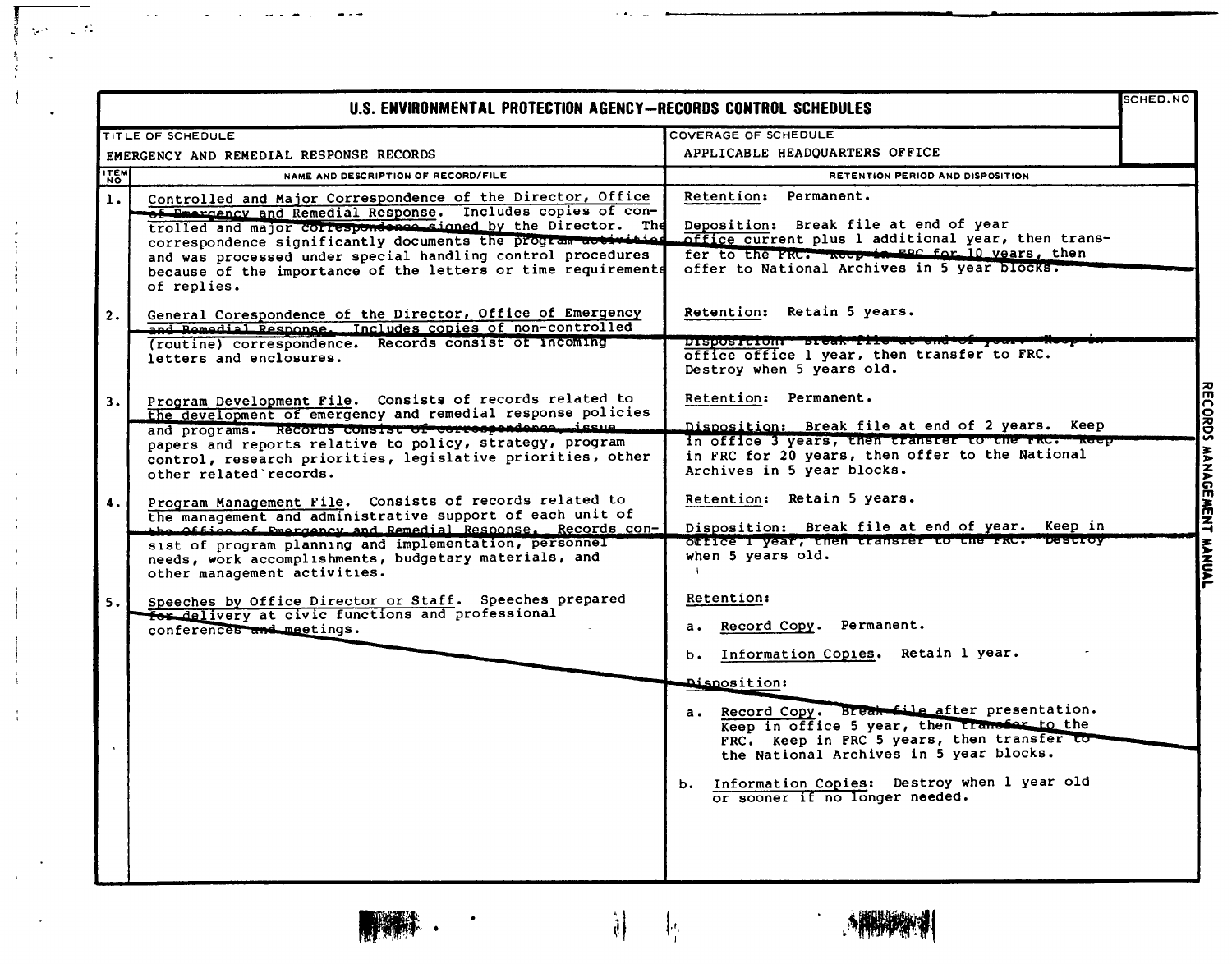# U.S. ENVIRONMENTAL PROTECTION AGENCY—RECORDS CONTROL SCHEDULES

| TITLE OF SCHEDULE | COVERAGE OF SCHEDULE | SCHED. NO |
|---|---|---|
| EMERGENCY AND REMEDIAL RESPONSE RECORDS | APPLICABLE HEADQUARTERS OFFICE | |

| ITEM NO | NAME AND DESCRIPTION OF RECORD/FILE | RETENTION PERIOD AND DISPOSITION |
|---|---|---|
| 1. | Controlled and Major Correspondence of the Director, Office of Emergency and Remedial Response. Includes copies of controlled and major correspondence signed by the Director. The correspondence significantly documents the program activities and was processed under special handling control procedures because of the importance of the letters or time requirements of replies. | Retention: Permanent.<br><br>Deposition: Break file at end of year office current plus 1 additional year, then transfer to the FRC. Keep in FRC for 10 years, then offer to National Archives in 5 year blocks. |
| 2. | General Corespondence of the Director, Office of Emergency and Remedial Response. Includes copies of non-controlled (routine) correspondence. Records consist of incoming letters and enclosures. | Retention: Retain 5 years.<br><br>Disposition: Break file at end of year. Keep in office office 1 year, then transfer to FRC. Destroy when 5 years old. |
| 3. | Program Development File. Consists of records related to the development of emergency and remedial response policies and programs. Records consist of correspondence, issue papers and reports relative to policy, strategy, program control, research priorities, legislative priorities, other other related records. | Retention: Permanent.<br><br>Disposition: Break file at end of 2 years. Keep in office 3 years, then transfer to the FRC. Keep in FRC for 20 years, then offer to the National Archives in 5 year blocks. |
| 4. | Program Management File. Consists of records related to the management and administrative support of each unit of the Office of Emergency and Remedial Response. Records consist of program planning and implementation, personnel needs, work accomplishments, budgetary materials, and other management activities. | Retention: Retain 5 years.<br><br>Disposition: Break file at end of year. Keep in office 1 year, then transfer to the FRC. Destroy when 5 years old. |
| 5. | Speeches by Office Director or Staff. Speeches prepared for delivery at civic functions and professional conferences and meetings. | Retention:<br><br>a. Record Copy. Permanent.<br><br>b. Information Copies. Retain 1 year.<br><br>Disposition:<br><br>a. Record Copy. Break file after presentation. Keep in office 5 year, then transfer to the FRC. Keep in FRC 5 years, then transfer to the National Archives in 5 year blocks.<br><br>b. Information Copies: Destroy when 1 year old or sooner if no longer needed. |

RECORDS MANAGEMENT MANUAL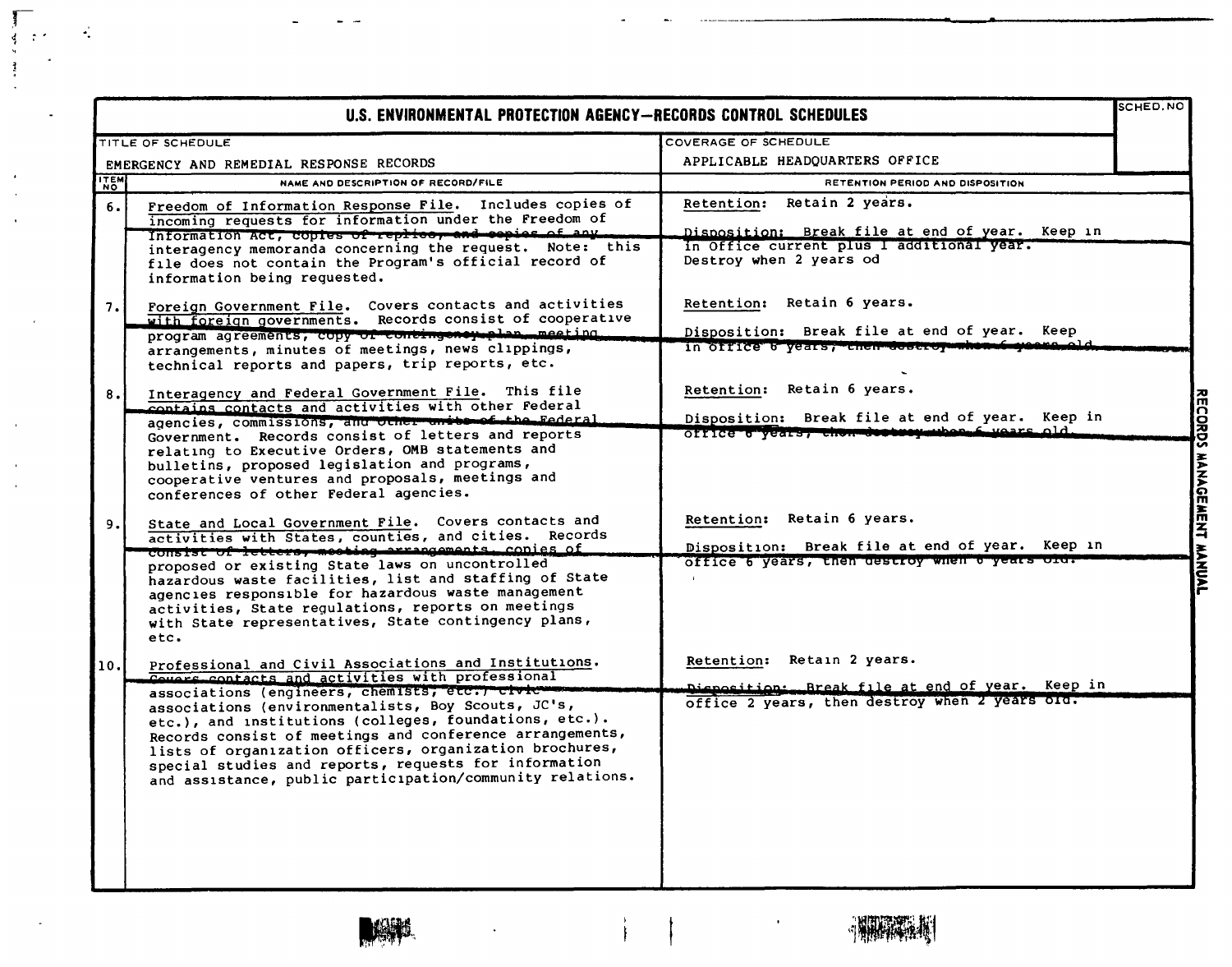# U.S. ENVIRONMENTAL PROTECTION AGENCY—RECORDS CONTROL SCHEDULES

| TITLE OF SCHEDULE | COVERAGE OF SCHEDULE | SCHED. NO |
|---|---|---|
| EMERGENCY AND REMEDIAL RESPONSE RECORDS | APPLICABLE HEADQUARTERS OFFICE | |

| ITEM NO | NAME AND DESCRIPTION OF RECORD/FILE | RETENTION PERIOD AND DISPOSITION |
|---|---|---|
| 6. | Freedom of Information Response File. Includes copies of incoming requests for information under the Freedom of Information Act, copies of replies, and copies of any interagency memoranda concerning the request. Note: this file does not contain the Program's official record of information being requested. | Retention: Retain 2 years. Disposition: Break file at end of year. Keep in in Office current plus 1 additional year. Destroy when 2 years od |
| 7. | Foreign Government File. Covers contacts and activities with foreign governments. Records consist of cooperative program agreements, copy of contingency plan, meeting arrangements, minutes of meetings, news clippings, technical reports and papers, trip reports, etc. | Retention: Retain 6 years. Disposition: Break file at end of year. Keep in office 6 years, then destroy when 6 years old. |
| 8. | Interagency and Federal Government File. This file contains contacts and activities with other Federal agencies, commissions, and other units of the Federal Government. Records consist of letters and reports relating to Executive Orders, OMB statements and bulletins, proposed legislation and programs, cooperative ventures and proposals, meetings and conferences of other Federal agencies. | Retention: Retain 6 years. Disposition: Break file at end of year. Keep in office 6 years, then destroy when 6 years old. |
| 9. | State and Local Government File. Covers contacts and activities with States, counties, and cities. Records consist of letters, meeting arrangements, copies of proposed or existing State laws on uncontrolled hazardous waste facilities, list and staffing of State agencies responsible for hazardous waste management activities, State regulations, reports on meetings with State representatives, State contingency plans, etc. | Retention: Retain 6 years. Disposition: Break file at end of year. Keep in office 6 years, then destroy when 6 years old. |
| 10. | Professional and Civil Associations and Institutions. Covers contacts and activities with professional associations (engineers, chemists, etc.) civic associations (environmentalists, Boy Scouts, JC's, etc.), and institutions (colleges, foundations, etc.). Records consist of meetings and conference arrangements, lists of organization officers, organization brochures, special studies and reports, requests for information and assistance, public participation/community relations. | Retention: Retain 2 years. Disposition: Break file at end of year. Keep in office 2 years, then destroy when 2 years old. |

RECORDS MANAGEMENT MANUAL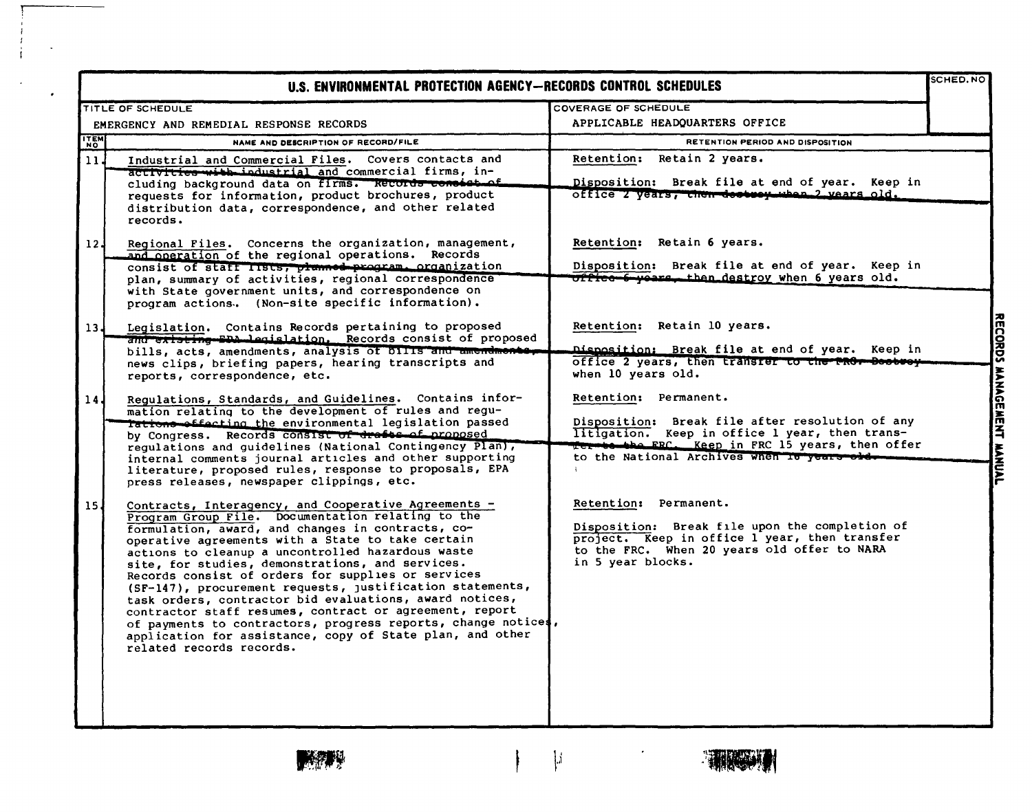# U.S. ENVIRONMENTAL PROTECTION AGENCY—RECORDS CONTROL SCHEDULES

| TITLE OF SCHEDULE | COVERAGE OF SCHEDULE | SCHED. NO |
|---|---|---|
| EMERGENCY AND REMEDIAL RESPONSE RECORDS | APPLICABLE HEADQUARTERS OFFICE | |

| ITEM NO | NAME AND DESCRIPTION OF RECORD/FILE | RETENTION PERIOD AND DISPOSITION |
|---|---|---|
| 11. | Industrial and Commercial Files. Covers contacts and activities with industrial and commercial firms, including background data on firms. Records consist of requests for information, product brochures, product distribution data, correspondence, and other related records. | Retention: Retain 2 years.<br><br>Disposition: Break file at end of year. Keep in office 2 years, then destroy when 2 years old. |
| 12. | Regional Files. Concerns the organization, management, and operation of the regional operations. Records consist of staff lists, planned program, organization plan, summary of activities, regional correspondence with State government units, and correspondence on program actions. (Non-site specific information). | Retention: Retain 6 years.<br><br>Disposition: Break file at end of year. Keep in office 6 years, then destroy when 6 years old. |
| 13. | Legislation. Contains Records pertaining to proposed and existing EPA legislation. Records consist of proposed bills, acts, amendments, analysis of bills and amendments, news clips, briefing papers, hearing transcripts and reports, correspondence, etc. | Retention: Retain 10 years.<br><br>Disposition: Break file at end of year. Keep in office 2 years, then transfer to the FRC. Destroy when 10 years old. |
| 14. | Regulations, Standards, and Guidelines. Contains information relating to the development of rules and regulations effecting the environmental legislation passed by Congress. Records consist of drafts of proposed regulations and guidelines (National Contingency Plan), internal comments journal articles and other supporting literature, proposed rules, response to proposals, EPA press releases, newspaper clippings, etc. | Retention: Permanent.<br><br>Disposition: Break file after resolution of any litigation. Keep in office 1 year, then transfer to the FRC. Keep in FRC 15 years, then offer to the National Archives when 16 years old. |
| 15. | Contracts, Interagency, and Cooperative Agreements - Program Group File. Documentation relating to the formulation, award, and changes in contracts, cooperative agreements with a State to take certain actions to cleanup a uncontrolled hazardous waste site, for studies, demonstrations, and services. Records consist of orders for supplies or services (SF-147), procurement requests, justification statements, task orders, contractor bid evaluations, award notices, contractor staff resumes, contract or agreement, report of payments to contractors, progress reports, change notices, application for assistance, copy of State plan, and other related records records. | Retention: Permanent.<br><br>Disposition: Break file upon the completion of project. Keep in office 1 year, then transfer to the FRC. When 20 years old offer to NARA in 5 year blocks. |

RECORDS MANAGEMENT MANUAL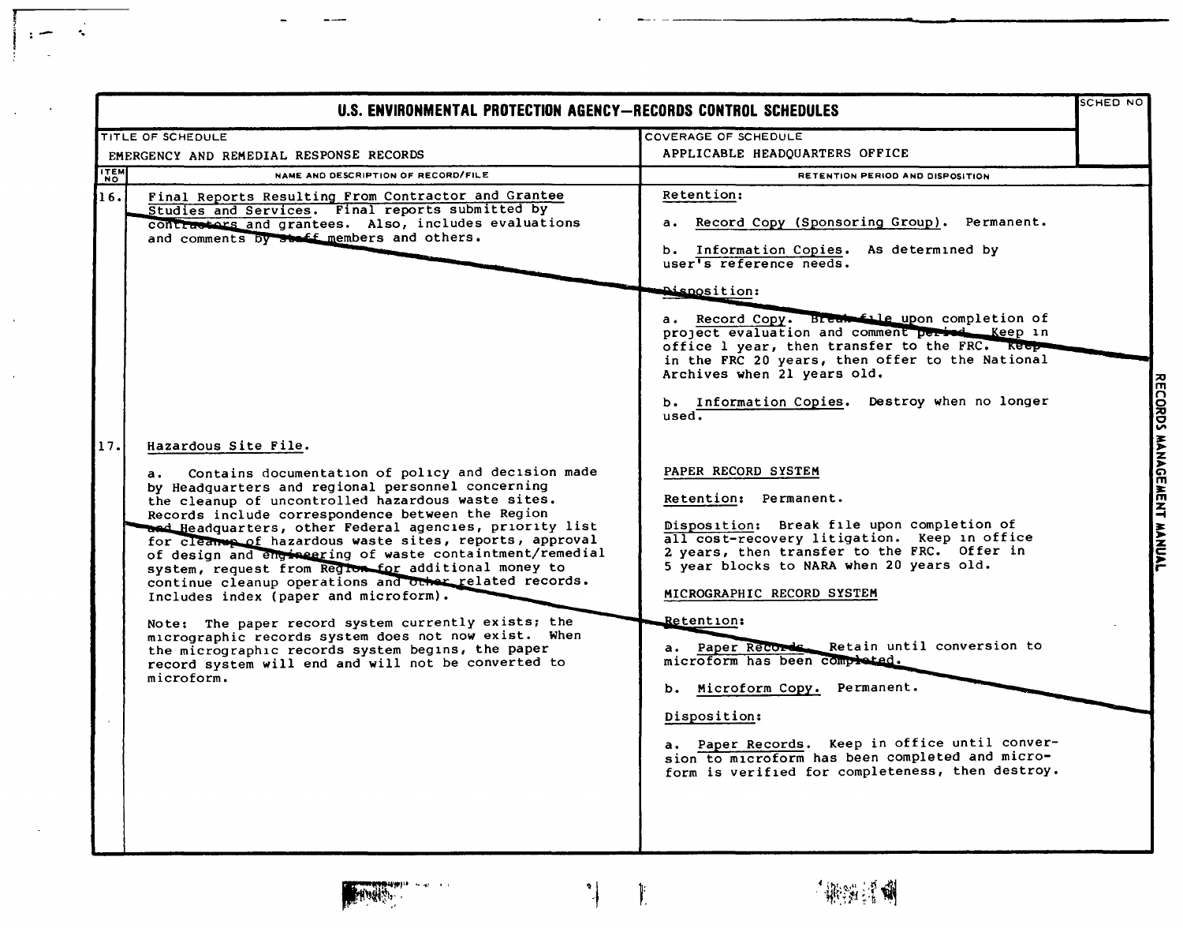# U.S. ENVIRONMENTAL PROTECTION AGENCY—RECORDS CONTROL SCHEDULES

| TITLE OF SCHEDULE | COVERAGE OF SCHEDULE | SCHED NO |
|---|---|---|
| EMERGENCY AND REMEDIAL RESPONSE RECORDS | APPLICABLE HEADQUARTERS OFFICE | |

| ITEM NO | NAME AND DESCRIPTION OF RECORD/FILE | RETENTION PERIOD AND DISPOSITION |
|---|---|---|
| 16. | <u>Final Reports Resulting From Contractor and Grantee Studies and Services</u>. Final reports submitted by contractors and grantees. Also, includes evaluations and comments by staff members and others. | <u>Retention</u>:<br><br>a. <u>Record Copy (Sponsoring Group)</u>. Permanent.<br><br>b. <u>Information Copies</u>. As determined by user's reference needs.<br><br><u>Disposition</u>:<br><br>a. <u>Record Copy</u>. Break file upon completion of project evaluation and comment period. Keep in office 1 year, then transfer to the FRC. Keep in the FRC 20 years, then offer to the National Archives when 21 years old.<br><br>b. <u>Information Copies</u>. Destroy when no longer used. |
| 17. | <u>Hazardous Site File</u>.<br><br>a. Contains documentation of policy and decision made by Headquarters and regional personnel concerning the cleanup of uncontrolled hazardous waste sites. Records include correspondence between the Region and Headquarters, other Federal agencies, priority list for cleanup of hazardous waste sites, reports, approval of design and engineering of waste containtment/remedial system, request from Region for additional money to continue cleanup operations and other related records. Includes index (paper and microform).<br><br>Note: The paper record system currently exists; the micrographic records system does not now exist. When the micrographic records system begins, the paper record system will end and will not be converted to microform. | <u>PAPER RECORD SYSTEM</u><br><br><u>Retention</u>: Permanent.<br><br><u>Disposition</u>: Break file upon completion of all cost-recovery litigation. Keep in office 2 years, then transfer to the FRC. Offer in 5 year blocks to NARA when 20 years old.<br><br><u>MICROGRAPHIC RECORD SYSTEM</u><br><br><u>Retention</u>:<br><br>a. <u>Paper Records</u>. Retain until conversion to microform has been completed.<br><br>b. <u>Microform Copy</u>. Permanent.<br><br><u>Disposition</u>:<br><br>a. <u>Paper Records</u>. Keep in office until conversion to microform has been completed and microform is verified for completeness, then destroy. |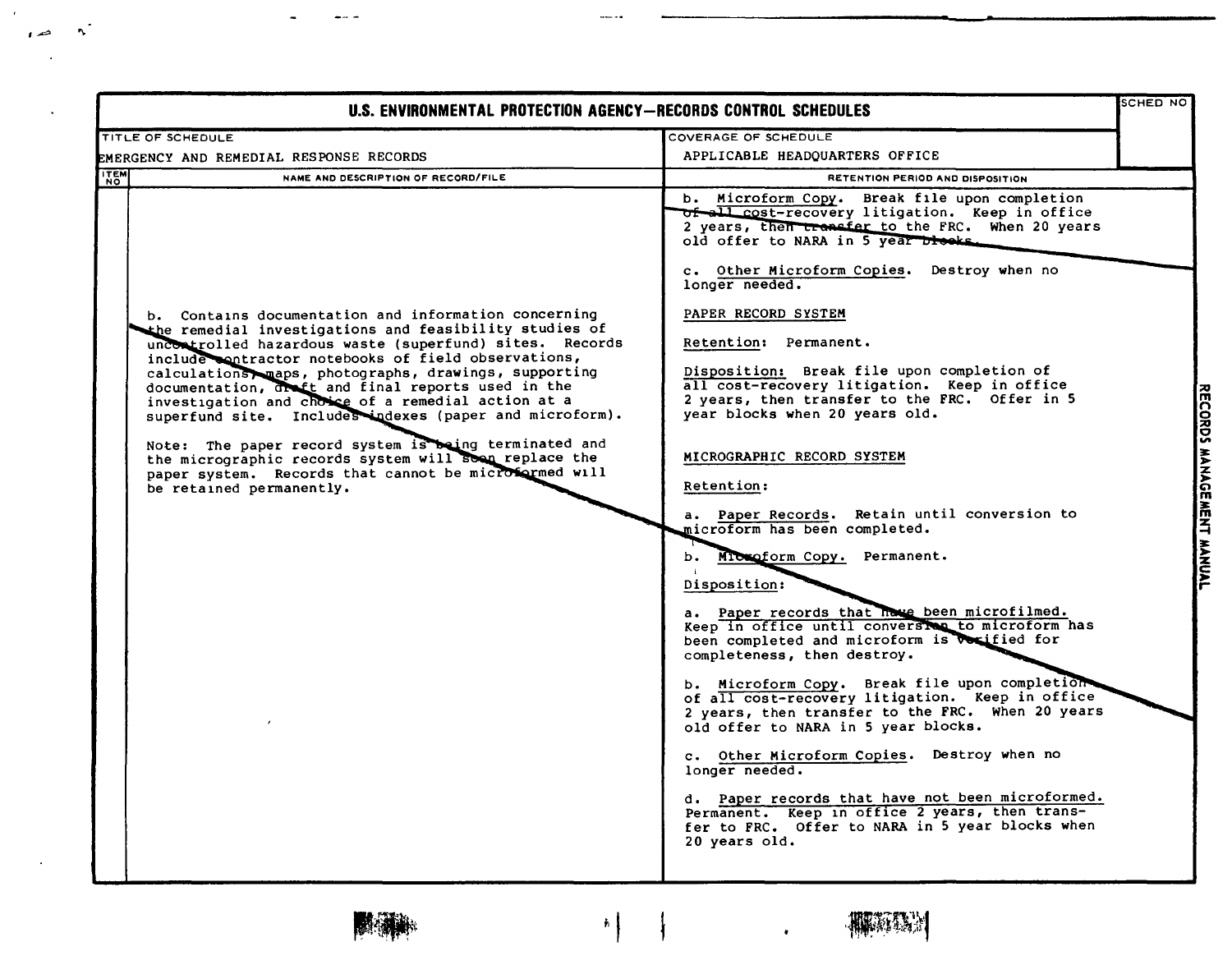# U.S. ENVIRONMENTAL PROTECTION AGENCY—RECORDS CONTROL SCHEDULES

| TITLE OF SCHEDULE | COVERAGE OF SCHEDULE | SCHED NO |
|---|---|---|
| EMERGENCY AND REMEDIAL RESPONSE RECORDS | APPLICABLE HEADQUARTERS OFFICE | |

| ITEM NO | NAME AND DESCRIPTION OF RECORD/FILE | RETENTION PERIOD AND DISPOSITION |
|---|---|---|
| | | b. Microform Copy. Break file upon completion of all cost-recovery litigation. Keep in office 2 years, then transfer to the FRC. When 20 years old offer to NARA in 5 year blocks.<br><br>c. Other Microform Copies. Destroy when no longer needed. |
| | b. Contains documentation and information concerning the remedial investigations and feasibility studies of uncontrolled hazardous waste (superfund) sites. Records include contractor notebooks of field observations, calculations, maps, photographs, drawings, supporting documentation, draft and final reports used in the investigation and choice of a remedial action at a superfund site. Includes indexes (paper and microform).<br><br>Note: The paper record system is being terminated and the micrographic records system will soon replace the paper system. Records that cannot be microformed will be retained permanently. | PAPER RECORD SYSTEM<br><br>Retention: Permanent.<br><br>Disposition: Break file upon completion of all cost-recovery litigation. Keep in office 2 years, then transfer to the FRC. Offer in 5 year blocks when 20 years old.<br><br>MICROGRAPHIC RECORD SYSTEM<br><br>Retention:<br><br>a. Paper Records. Retain until conversion to microform has been completed.<br><br>b. Microform Copy. Permanent.<br><br>Disposition:<br><br>a. Paper records that have been microfilmed. Keep in office until conversion to microform has been completed and microform is verified for completeness, then destroy.<br><br>b. Microform Copy. Break file upon completion of all cost-recovery litigation. Keep in office 2 years, then transfer to the FRC. When 20 years old offer to NARA in 5 year blocks.<br><br>c. Other Microform Copies. Destroy when no longer needed.<br><br>d. Paper records that have not been microformed. Permanent. Keep in office 2 years, then transfer to FRC. Offer to NARA in 5 year blocks when 20 years old. |

RECORDS MANAGEMENT MANUAL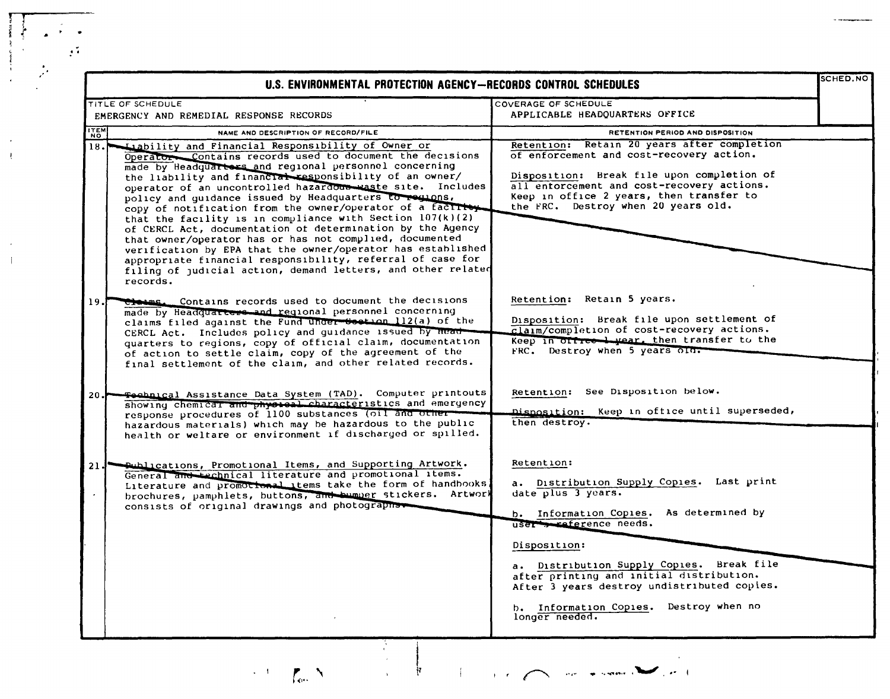# U.S. ENVIRONMENTAL PROTECTION AGENCY—RECORDS CONTROL SCHEDULES

| TITLE OF SCHEDULE | COVERAGE OF SCHEDULE | SCHED. NO |
|---|---|---|
| EMERGENCY AND REMEDIAL RESPONSE RECORDS | APPLICABLE HEADQUARTERS OFFICE | |

| ITEM NO | NAME AND DESCRIPTION OF RECORD/FILE | RETENTION PERIOD AND DISPOSITION |
|---|---|---|
| 18. | Liability and Financial Responsibility of Owner or Operator. Contains records used to document the decisions made by Headquarters and regional personnel concerning the liability and financial responsibility of an owner/operator of an uncontrolled hazardous waste site. Includes policy and guidance issued by Headquarters to regions, copy of notification from the owner/operator of a facility that the facility is in compliance with Section 107(k)(2) of CERCL Act, documentation of determination by the Agency that owner/operator has or has not complied, documented verification by EPA that the owner/operator has established appropriate financial responsibility, referral of case for filing of judicial action, demand letters, and other related records. | Retention: Retain 20 years after completion of enforcement and cost-recovery action.<br><br>Disposition: Break file upon completion of all enforcement and cost-recovery actions. Keep in office 2 years, then transfer to the FRC. Destroy when 20 years old. |
| 19. | Claims. Contains records used to document the decisions made by Headquarters and regional personnel concerning claims filed against the Fund under Section 112(a) of the CERCL Act. Includes policy and guidance issued by Headquarters to regions, copy of official claim, documentation of action to settle claim, copy of the agreement of the final settlement of the claim, and other related records. | Retention: Retain 5 years.<br><br>Disposition: Break file upon settlement of claim/completion of cost-recovery actions. Keep in office 1 year, then transfer to the FRC. Destroy when 5 years old. |
| 20. | Technical Assistance Data System (TAD). Computer printouts showing chemical and physical characteristics and emergency response procedures of 1100 substances (oil and other hazardous materials) which may be hazardous to the public health or welfare or environment if discharged or spilled. | Retention: See Disposition below.<br><br>Disposition: Keep in office until superseded, then destroy. |
| 21. | Publications, Promotional Items, and Supporting Artwork. General and technical literature and promotional items. Literature and promotional items take the form of handbooks, brochures, pamphlets, buttons, and bumper stickers. Artwork consists of original drawings and photographs. | Retention:<br><br>a. Distribution Supply Copies. Last print date plus 3 years.<br><br>b. Information Copies. As determined by user's reference needs.<br><br>Disposition:<br><br>a. Distribution Supply Copies. Break file after printing and initial distribution. After 3 years destroy undistributed copies.<br><br>b. Information Copies. Destroy when no longer needed. |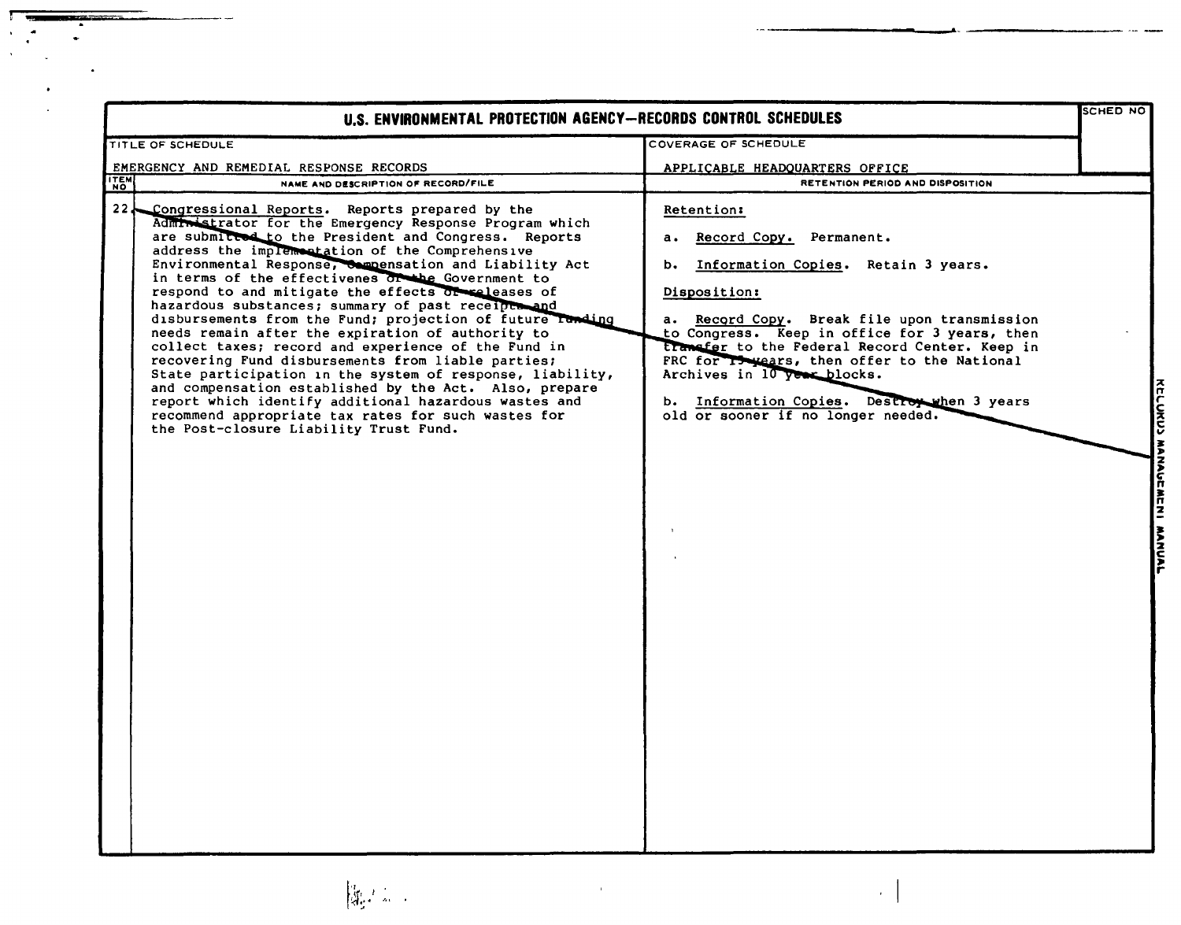# U.S. ENVIRONMENTAL PROTECTION AGENCY—RECORDS CONTROL SCHEDULES

| TITLE OF SCHEDULE | COVERAGE OF SCHEDULE | SCHED NO |
|---|---|---|
| EMERGENCY AND REMEDIAL RESPONSE RECORDS | APPLICABLE HEADQUARTERS OFFICE | |

| ITEM NO | NAME AND DESCRIPTION OF RECORD/FILE | RETENTION PERIOD AND DISPOSITION |
|---|---|---|
| 22. | Congressional Reports. Reports prepared by the Administrator for the Emergency Response Program which are submitted to the President and Congress. Reports address the implementation of the Comprehensive Environmental Response, Compensation and Liability Act in terms of the effectivenes of the Government to respond to and mitigate the effects of releases of hazardous substances; summary of past receipts and disbursements from the Fund; projection of future funding needs remain after the expiration of authority to collect taxes; record and experience of the Fund in recovering Fund disbursements from liable parties; State participation in the system of response, liability, and compensation established by the Act. Also, prepare report which identify additional hazardous wastes and recommend appropriate tax rates for such wastes for the Post-closure Liability Trust Fund. | Retention:<br><br>a. Record Copy. Permanent.<br><br>b. Information Copies. Retain 3 years.<br><br>Disposition:<br><br>a. Record Copy. Break file upon transmission to Congress. Keep in office for 3 years, then transfer to the Federal Record Center. Keep in FRC for 15 years, then offer to the National Archives in 10 year blocks.<br><br>b. Information Copies. Destroy when 3 years old or sooner if no longer needed. |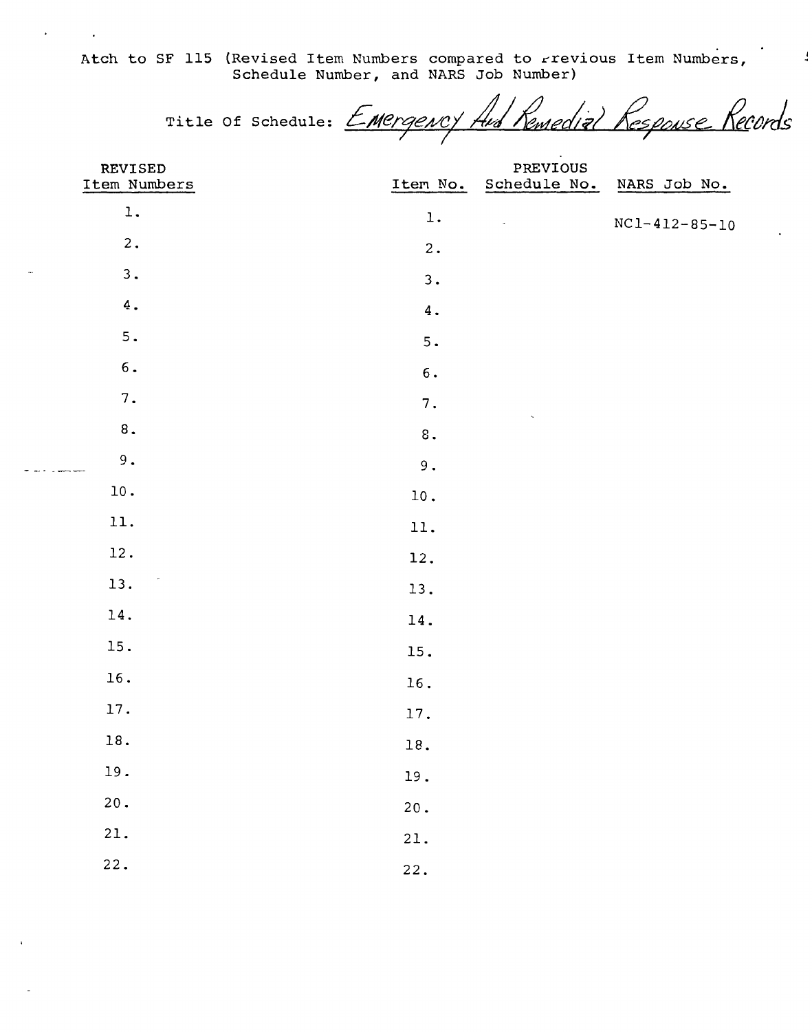Atch to SF 115 (Revised Item Numbers compared to previous Item Numbers, Schedule Number, and NARS Job Number)

Title Of Schedule: *Emergency And Remedial Response Records*

| REVISED Item Numbers | Item No. | PREVIOUS Schedule No. | NARS Job No. |
|---|---|---|---|
| 1. | 1. | | NC1-412-85-10 |
| 2. | 2. | | |
| 3. | 3. | | |
| 4. | 4. | | |
| 5. | 5. | | |
| 6. | 6. | | |
| 7. | 7. | | |
| 8. | 8. | | |
| 9. | 9. | | |
| 10. | 10. | | |
| 11. | 11. | | |
| 12. | 12. | | |
| 13. | 13. | | |
| 14. | 14. | | |
| 15. | 15. | | |
| 16. | 16. | | |
| 17. | 17. | | |
| 18. | 18. | | |
| 19. | 19. | | |
| 20. | 20. | | |
| 21. | 21. | | |
| 22. | 22. | | |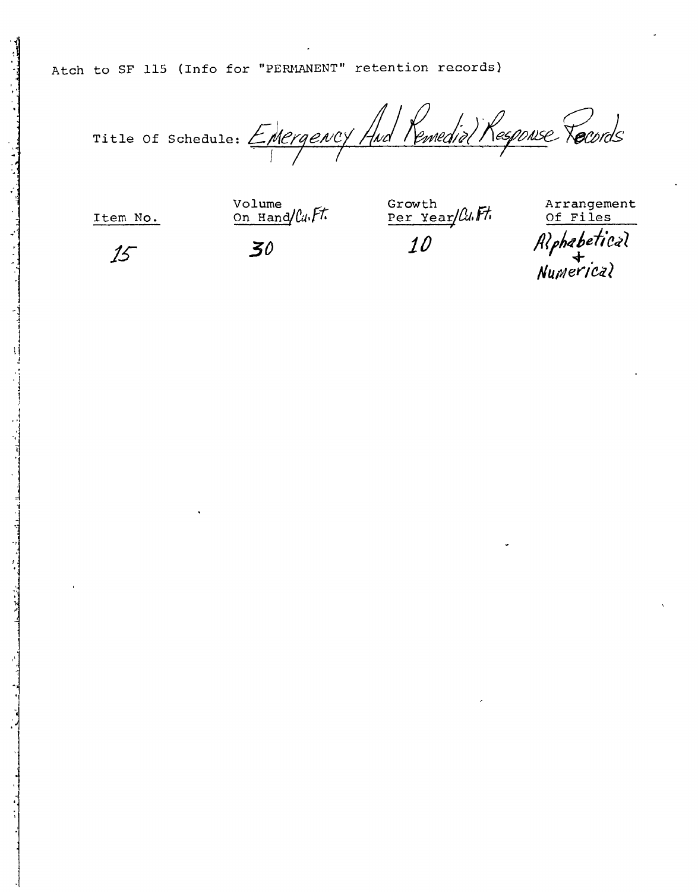Atch to SF 115 (Info for "PERMANENT" retention records)

Title Of Schedule: Emergency And Remedial Response Records

| Item No. | Volume On Hand/Cu.Ft. | Growth Per Year/Cu.Ft. | Arrangement Of Files |
|---|---|---|---|
| 15 | 30 | 10 | Alphabetical + Numerical |